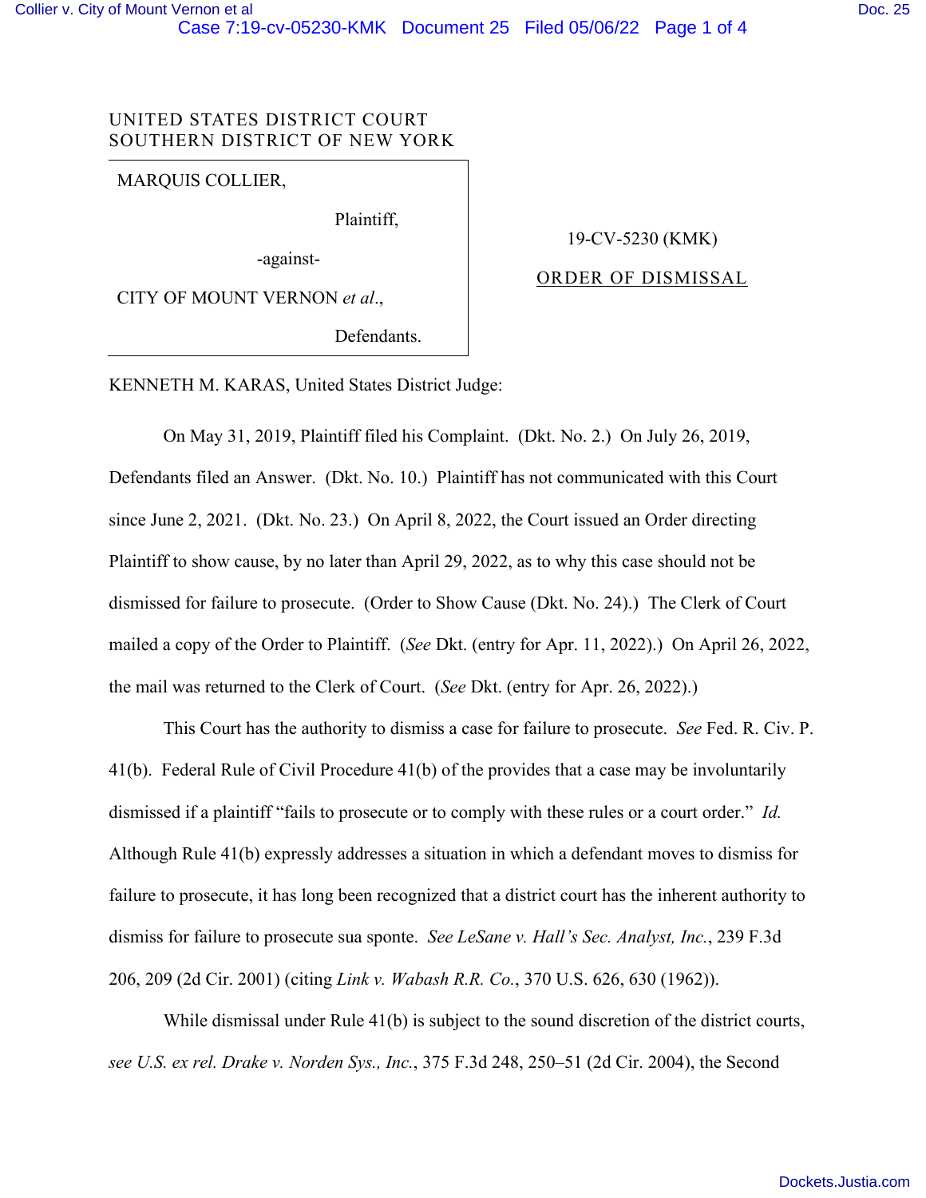UNITED STATES DISTRICT COURT
SOUTHERN DISTRICT OF NEW YORK

MARQUIS COLLIER,

Plaintiff,

-against-

CITY OF MOUNT VERNON *et al*.,

Defendants.

19-CV-5230 (KMK)

ORDER OF DISMISSAL

KENNETH M. KARAS, United States District Judge:

On May 31, 2019, Plaintiff filed his Complaint. (Dkt. No. 2.) On July 26, 2019, Defendants filed an Answer. (Dkt. No. 10.) Plaintiff has not communicated with this Court since June 2, 2021. (Dkt. No. 23.) On April 8, 2022, the Court issued an Order directing Plaintiff to show cause, by no later than April 29, 2022, as to why this case should not be dismissed for failure to prosecute. (Order to Show Cause (Dkt. No. 24).) The Clerk of Court mailed a copy of the Order to Plaintiff. (*See* Dkt. (entry for Apr. 11, 2022).) On April 26, 2022, the mail was returned to the Clerk of Court. (*See* Dkt. (entry for Apr. 26, 2022).)

This Court has the authority to dismiss a case for failure to prosecute. *See* Fed. R. Civ. P. 41(b). Federal Rule of Civil Procedure 41(b) of the provides that a case may be involuntarily dismissed if a plaintiff "fails to prosecute or to comply with these rules or a court order." *Id.* Although Rule 41(b) expressly addresses a situation in which a defendant moves to dismiss for failure to prosecute, it has long been recognized that a district court has the inherent authority to dismiss for failure to prosecute sua sponte. *See LeSane v. Hall's Sec. Analyst, Inc.*, 239 F.3d 206, 209 (2d Cir. 2001) (citing *Link v. Wabash R.R. Co.*, 370 U.S. 626, 630 (1962)).

While dismissal under Rule 41(b) is subject to the sound discretion of the district courts, *see U.S. ex rel. Drake v. Norden Sys., Inc.*, 375 F.3d 248, 250–51 (2d Cir. 2004), the Second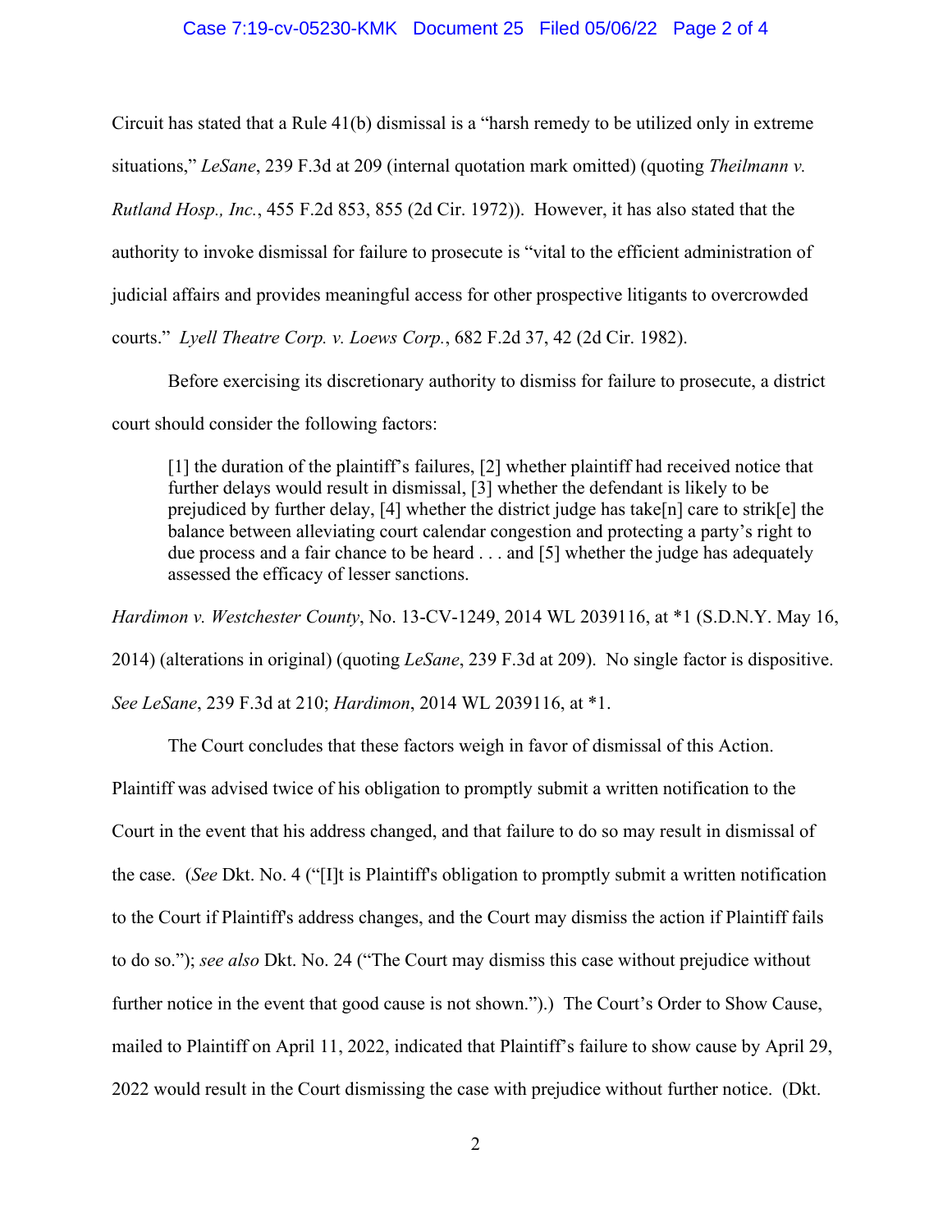Circuit has stated that a Rule 41(b) dismissal is a "harsh remedy to be utilized only in extreme situations," *LeSane*, 239 F.3d at 209 (internal quotation mark omitted) (quoting *Theilmann v. Rutland Hosp., Inc.*, 455 F.2d 853, 855 (2d Cir. 1972)). However, it has also stated that the authority to invoke dismissal for failure to prosecute is "vital to the efficient administration of judicial affairs and provides meaningful access for other prospective litigants to overcrowded courts." *Lyell Theatre Corp. v. Loews Corp.*, 682 F.2d 37, 42 (2d Cir. 1982).

Before exercising its discretionary authority to dismiss for failure to prosecute, a district court should consider the following factors:

> [1] the duration of the plaintiff's failures, [2] whether plaintiff had received notice that further delays would result in dismissal, [3] whether the defendant is likely to be prejudiced by further delay, [4] whether the district judge has take[n] care to strik[e] the balance between alleviating court calendar congestion and protecting a party's right to due process and a fair chance to be heard . . . and [5] whether the judge has adequately assessed the efficacy of lesser sanctions.

*Hardimon v. Westchester County*, No. 13-CV-1249, 2014 WL 2039116, at *1 (S.D.N.Y. May 16, 2014) (alterations in original) (quoting *LeSane*, 239 F.3d at 209). No single factor is dispositive. *See LeSane*, 239 F.3d at 210; *Hardimon*, 2014 WL 2039116, at *1.

The Court concludes that these factors weigh in favor of dismissal of this Action. Plaintiff was advised twice of his obligation to promptly submit a written notification to the Court in the event that his address changed, and that failure to do so may result in dismissal of the case. (*See* Dkt. No. 4 ("[I]t is Plaintiff's obligation to promptly submit a written notification to the Court if Plaintiff's address changes, and the Court may dismiss the action if Plaintiff fails to do so."); *see also* Dkt. No. 24 ("The Court may dismiss this case without prejudice without further notice in the event that good cause is not shown.").) The Court's Order to Show Cause, mailed to Plaintiff on April 11, 2022, indicated that Plaintiff's failure to show cause by April 29, 2022 would result in the Court dismissing the case with prejudice without further notice. (Dkt.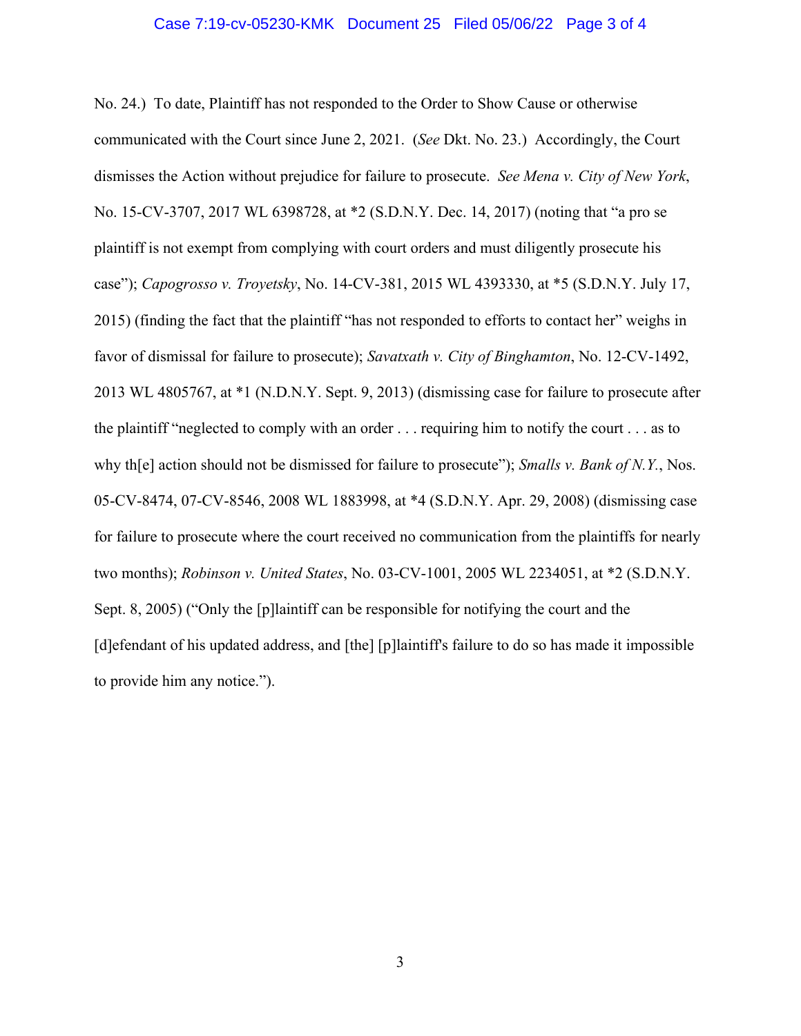No. 24.) To date, Plaintiff has not responded to the Order to Show Cause or otherwise communicated with the Court since June 2, 2021. (*See* Dkt. No. 23.) Accordingly, the Court dismisses the Action without prejudice for failure to prosecute. *See Mena v. City of New York*, No. 15-CV-3707, 2017 WL 6398728, at *2 (S.D.N.Y. Dec. 14, 2017) (noting that "a pro se plaintiff is not exempt from complying with court orders and must diligently prosecute his case"); *Capogrosso v. Troyetsky*, No. 14-CV-381, 2015 WL 4393330, at *5 (S.D.N.Y. July 17, 2015) (finding the fact that the plaintiff "has not responded to efforts to contact her" weighs in favor of dismissal for failure to prosecute); *Savatxath v. City of Binghamton*, No. 12-CV-1492, 2013 WL 4805767, at *1 (N.D.N.Y. Sept. 9, 2013) (dismissing case for failure to prosecute after the plaintiff "neglected to comply with an order . . . requiring him to notify the court . . . as to why th[e] action should not be dismissed for failure to prosecute"); *Smalls v. Bank of N.Y.*, Nos. 05-CV-8474, 07-CV-8546, 2008 WL 1883998, at *4 (S.D.N.Y. Apr. 29, 2008) (dismissing case for failure to prosecute where the court received no communication from the plaintiffs for nearly two months); *Robinson v. United States*, No. 03-CV-1001, 2005 WL 2234051, at *2 (S.D.N.Y. Sept. 8, 2005) ("Only the [p]laintiff can be responsible for notifying the court and the [d]efendant of his updated address, and [the] [p]laintiff's failure to do so has made it impossible to provide him any notice.").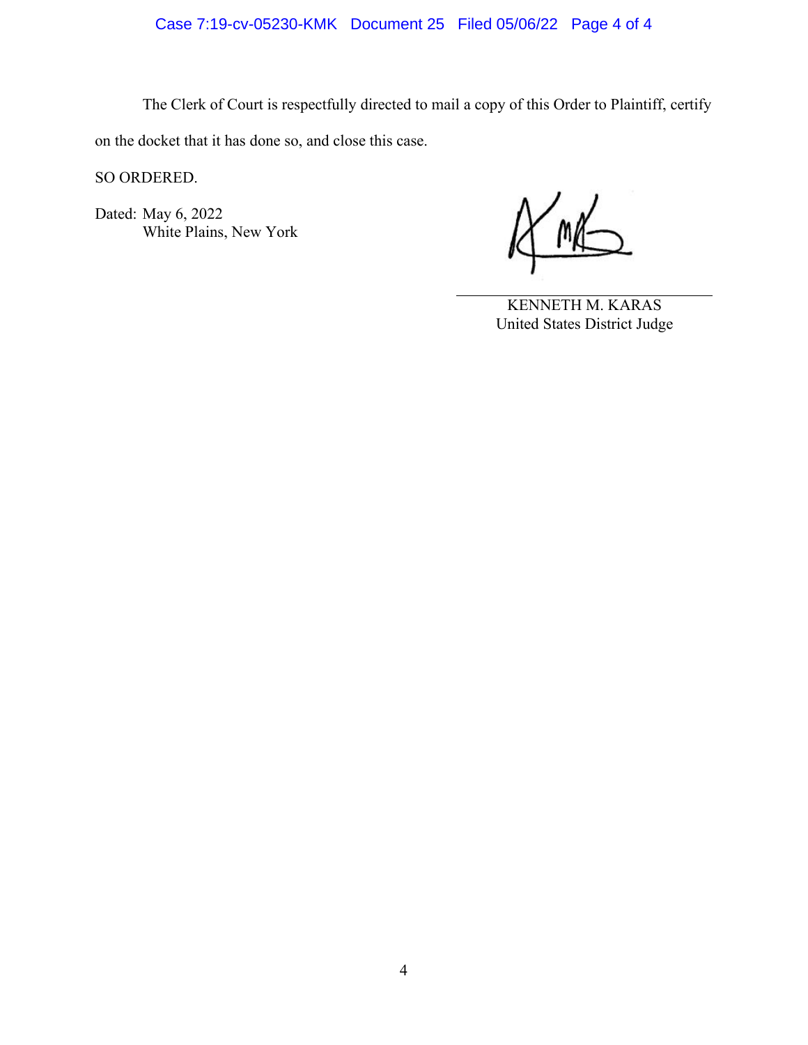The Clerk of Court is respectfully directed to mail a copy of this Order to Plaintiff, certify on the docket that it has done so, and close this case.

SO ORDERED.

Dated: May 6, 2022
White Plains, New York

KENNETH M. KARAS
United States District Judge